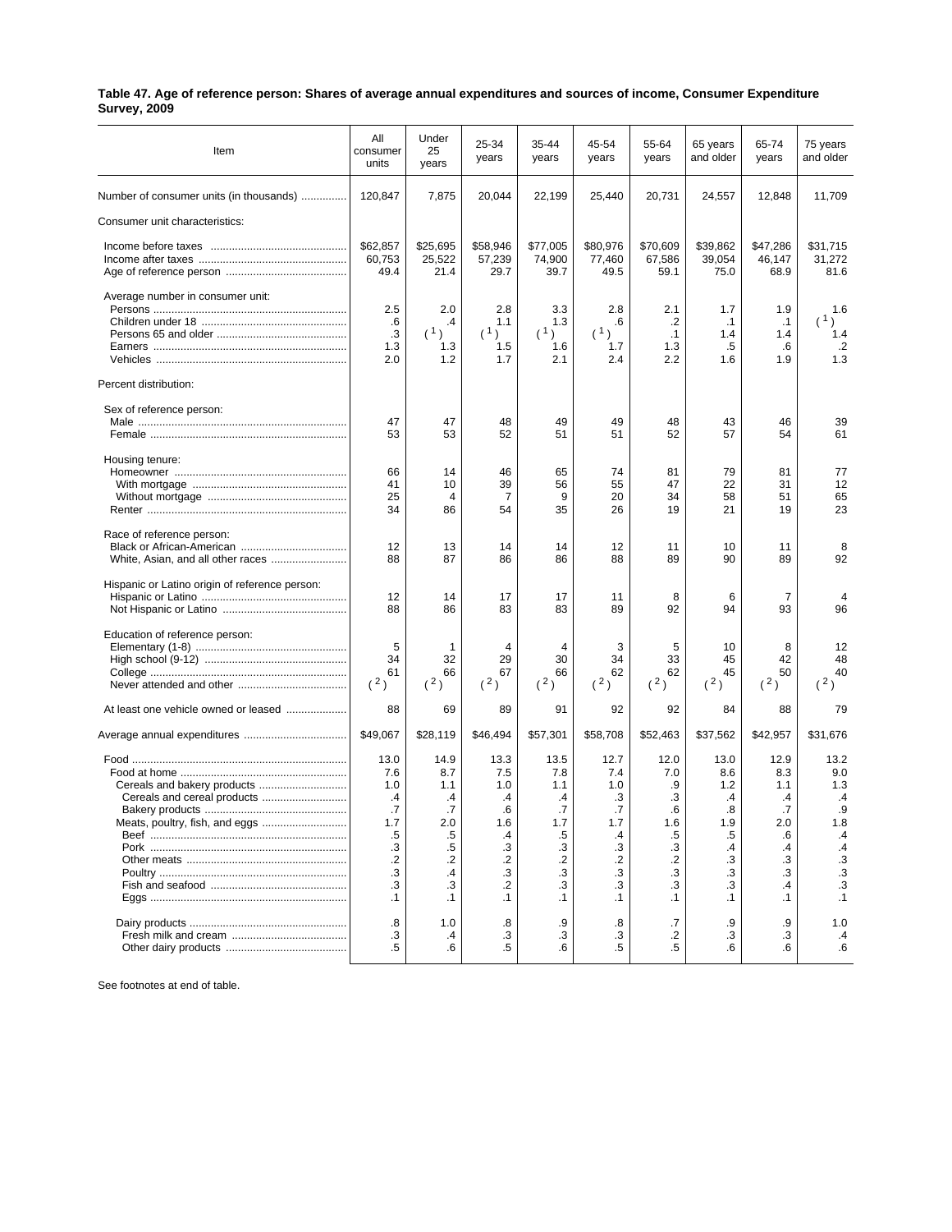**Table 47. Age of reference person: Shares of average annual expenditures and sources of income, Consumer Expenditure Survey, 2009**

| Item | All consumer units | Under 25 years | 25-34 years | 35-44 years | 45-54 years | 55-64 years | 65 years and older | 65-74 years | 75 years and older |
|---|---|---|---|---|---|---|---|---|---|
| Number of consumer units (in thousands) | 120,847 | 7,875 | 20,044 | 22,199 | 25,440 | 20,731 | 24,557 | 12,848 | 11,709 |
| Consumer unit characteristics: | | | | | | | | | |
| Income before taxes | $62,857 | $25,695 | $58,946 | $77,005 | $80,976 | $70,609 | $39,862 | $47,286 | $31,715 |
| Income after taxes | 60,753 | 25,522 | 57,239 | 74,900 | 77,460 | 67,586 | 39,054 | 46,147 | 31,272 |
| Age of reference person | 49.4 | 21.4 | 29.7 | 39.7 | 49.5 | 59.1 | 75.0 | 68.9 | 81.6 |
| Average number in consumer unit: | | | | | | | | | |
| Persons | 2.5 | 2.0 | 2.8 | 3.3 | 2.8 | 2.1 | 1.7 | 1.9 | 1.6 |
| Children under 18 | .6 | .4 | 1.1 | 1.3 | .6 | .2 | .1 | .1 | ( 1 ) |
| Persons 65 and older | .3 | ( 1 ) | ( 1 ) | ( 1 ) | ( 1 ) | .1 | 1.4 | 1.4 | 1.4 |
| Earners | 1.3 | 1.3 | 1.5 | 1.6 | 1.7 | 1.3 | .5 | .6 | .2 |
| Vehicles | 2.0 | 1.2 | 1.7 | 2.1 | 2.4 | 2.2 | 1.6 | 1.9 | 1.3 |
| Percent distribution: | | | | | | | | | |
| Sex of reference person: | | | | | | | | | |
| Male | 47 | 47 | 48 | 49 | 49 | 48 | 43 | 46 | 39 |
| Female | 53 | 53 | 52 | 51 | 51 | 52 | 57 | 54 | 61 |
| Housing tenure: | | | | | | | | | |
| Homeowner | 66 | 14 | 46 | 65 | 74 | 81 | 79 | 81 | 77 |
| With mortgage | 41 | 10 | 39 | 56 | 55 | 47 | 22 | 31 | 12 |
| Without mortgage | 25 | 4 | 7 | 9 | 20 | 34 | 58 | 51 | 65 |
| Renter | 34 | 86 | 54 | 35 | 26 | 19 | 21 | 19 | 23 |
| Race of reference person: | | | | | | | | | |
| Black or African-American | 12 | 13 | 14 | 14 | 12 | 11 | 10 | 11 | 8 |
| White, Asian, and all other races | 88 | 87 | 86 | 86 | 88 | 89 | 90 | 89 | 92 |
| Hispanic or Latino origin of reference person: | | | | | | | | | |
| Hispanic or Latino | 12 | 14 | 17 | 17 | 11 | 8 | 6 | 7 | 4 |
| Not Hispanic or Latino | 88 | 86 | 83 | 83 | 89 | 92 | 94 | 93 | 96 |
| Education of reference person: | | | | | | | | | |
| Elementary (1-8) | 5 | 1 | 4 | 4 | 3 | 5 | 10 | 8 | 12 |
| High school (9-12) | 34 | 32 | 29 | 30 | 34 | 33 | 45 | 42 | 48 |
| College | 61 | 66 | 67 | 66 | 62 | 62 | 45 | 50 | 40 |
| Never attended and other | ( 2 ) | ( 2 ) | ( 2 ) | ( 2 ) | ( 2 ) | ( 2 ) | ( 2 ) | ( 2 ) | ( 2 ) |
| At least one vehicle owned or leased | 88 | 69 | 89 | 91 | 92 | 92 | 84 | 88 | 79 |
| Average annual expenditures | $49,067 | $28,119 | $46,494 | $57,301 | $58,708 | $52,463 | $37,562 | $42,957 | $31,676 |
| Food | 13.0 | 14.9 | 13.3 | 13.5 | 12.7 | 12.0 | 13.0 | 12.9 | 13.2 |
| Food at home | 7.6 | 8.7 | 7.5 | 7.8 | 7.4 | 7.0 | 8.6 | 8.3 | 9.0 |
| Cereals and bakery products | 1.0 | 1.1 | 1.0 | 1.1 | 1.0 | .9 | 1.2 | 1.1 | 1.3 |
| Cereals and cereal products | .4 | .4 | .4 | .4 | .3 | .3 | .4 | .4 | .4 |
| Bakery products | .7 | .7 | .6 | .7 | .7 | .6 | .8 | .7 | .9 |
| Meats, poultry, fish, and eggs | 1.7 | 2.0 | 1.6 | 1.7 | 1.7 | 1.6 | 1.9 | 2.0 | 1.8 |
| Beef | .5 | .5 | .4 | .5 | .4 | .5 | .5 | .6 | .4 |
| Pork | .3 | .5 | .3 | .3 | .3 | .3 | .4 | .4 | .4 |
| Other meats | .2 | .2 | .2 | .2 | .2 | .2 | .3 | .3 | .3 |
| Poultry | .3 | .4 | .3 | .3 | .3 | .3 | .3 | .3 | .3 |
| Fish and seafood | .3 | .3 | .2 | .3 | .3 | .3 | .3 | .4 | .3 |
| Eggs | .1 | .1 | .1 | .1 | .1 | .1 | .1 | .1 | .1 |
| Dairy products | .8 | 1.0 | .8 | .9 | .8 | .7 | .9 | .9 | 1.0 |
| Fresh milk and cream | .3 | .4 | .3 | .3 | .3 | .2 | .3 | .3 | .4 |
| Other dairy products | .5 | .6 | .5 | .6 | .5 | .5 | .6 | .6 | .6 |

See footnotes at end of table.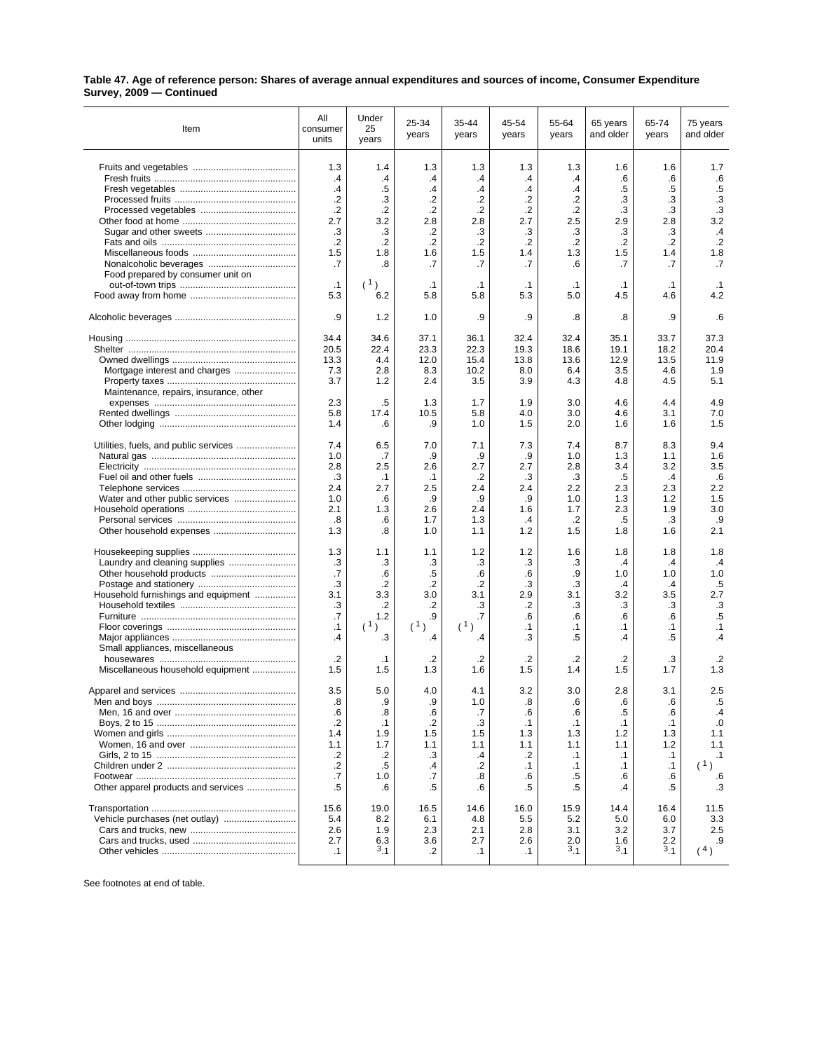**Table 47. Age of reference person: Shares of average annual expenditures and sources of income, Consumer Expenditure Survey, 2009 — Continued**

| Item | All consumer units | Under 25 years | 25-34 years | 35-44 years | 45-54 years | 55-64 years | 65 years and older | 65-74 years | 75 years and older |
|---|---|---|---|---|---|---|---|---|---|
| Fruits and vegetables | 1.3 | 1.4 | 1.3 | 1.3 | 1.3 | 1.3 | 1.6 | 1.6 | 1.7 |
| Fresh fruits | .4 | .4 | .4 | .4 | .4 | .4 | .6 | .6 | .6 |
| Fresh vegetables | .4 | .5 | .4 | .4 | .4 | .4 | .5 | .5 | .5 |
| Processed fruits | .2 | .3 | .2 | .2 | .2 | .2 | .3 | .3 | .3 |
| Processed vegetables | .2 | .2 | .2 | .2 | .2 | .2 | .3 | .3 | .3 |
| Other food at home | 2.7 | 3.2 | 2.8 | 2.8 | 2.7 | 2.5 | 2.9 | 2.8 | 3.2 |
| Sugar and other sweets | .3 | .3 | .2 | .3 | .3 | .3 | .3 | .3 | .4 |
| Fats and oils | .2 | .2 | .2 | .2 | .2 | .2 | .2 | .2 | .2 |
| Miscellaneous foods | 1.5 | 1.8 | 1.6 | 1.5 | 1.4 | 1.3 | 1.5 | 1.4 | 1.8 |
| Nonalcoholic beverages | .7 | .8 | .7 | .7 | .7 | .6 | .7 | .7 | .7 |
| Food prepared by consumer unit on out-of-town trips | .1 | (1) | .1 | .1 | .1 | .1 | .1 | .1 | .1 |
| Food away from home | 5.3 | 6.2 | 5.8 | 5.8 | 5.3 | 5.0 | 4.5 | 4.6 | 4.2 |
| Alcoholic beverages | .9 | 1.2 | 1.0 | .9 | .9 | .8 | .8 | .9 | .6 |
| Housing | 34.4 | 34.6 | 37.1 | 36.1 | 32.4 | 32.4 | 35.1 | 33.7 | 37.3 |
| Shelter | 20.5 | 22.4 | 23.3 | 22.3 | 19.3 | 18.6 | 19.1 | 18.2 | 20.4 |
| Owned dwellings | 13.3 | 4.4 | 12.0 | 15.4 | 13.8 | 13.6 | 12.9 | 13.5 | 11.9 |
| Mortgage interest and charges | 7.3 | 2.8 | 8.3 | 10.2 | 8.0 | 6.4 | 3.5 | 4.6 | 1.9 |
| Property taxes | 3.7 | 1.2 | 2.4 | 3.5 | 3.9 | 4.3 | 4.8 | 4.5 | 5.1 |
| Maintenance, repairs, insurance, other expenses | 2.3 | .5 | 1.3 | 1.7 | 1.9 | 3.0 | 4.6 | 4.4 | 4.9 |
| Rented dwellings | 5.8 | 17.4 | 10.5 | 5.8 | 4.0 | 3.0 | 4.6 | 3.1 | 7.0 |
| Other lodging | 1.4 | .6 | .9 | 1.0 | 1.5 | 2.0 | 1.6 | 1.6 | 1.5 |
| Utilities, fuels, and public services | 7.4 | 6.5 | 7.0 | 7.1 | 7.3 | 7.4 | 8.7 | 8.3 | 9.4 |
| Natural gas | 1.0 | .7 | .9 | .9 | .9 | 1.0 | 1.3 | 1.1 | 1.6 |
| Electricity | 2.8 | 2.5 | 2.6 | 2.7 | 2.7 | 2.8 | 3.4 | 3.2 | 3.5 |
| Fuel oil and other fuels | .3 | .1 | .1 | .2 | .3 | .3 | .5 | .4 | .6 |
| Telephone services | 2.4 | 2.7 | 2.5 | 2.4 | 2.4 | 2.2 | 2.3 | 2.3 | 2.2 |
| Water and other public services | 1.0 | .6 | .9 | .9 | .9 | 1.0 | 1.3 | 1.2 | 1.5 |
| Household operations | 2.1 | 1.3 | 2.6 | 2.4 | 1.6 | 1.7 | 2.3 | 1.9 | 3.0 |
| Personal services | .8 | .6 | 1.7 | 1.3 | .4 | .2 | .5 | .3 | .9 |
| Other household expenses | 1.3 | .8 | 1.0 | 1.1 | 1.2 | 1.5 | 1.8 | 1.6 | 2.1 |
| Housekeeping supplies | 1.3 | 1.1 | 1.1 | 1.2 | 1.2 | 1.6 | 1.8 | 1.8 | 1.8 |
| Laundry and cleaning supplies | .3 | .3 | .3 | .3 | .3 | .3 | .4 | .4 | .4 |
| Other household products | .7 | .6 | .5 | .6 | .6 | .9 | 1.0 | 1.0 | 1.0 |
| Postage and stationery | .3 | .2 | .2 | .2 | .3 | .3 | .4 | .4 | .5 |
| Household furnishings and equipment | 3.1 | 3.3 | 3.0 | 3.1 | 2.9 | 3.1 | 3.2 | 3.5 | 2.7 |
| Household textiles | .3 | .2 | .2 | .3 | .2 | .3 | .3 | .3 | .3 |
| Furniture | .7 | 1.2 | .9 | .7 | .6 | .6 | .6 | .6 | .5 |
| Floor coverings | .1 | (1) | (1) | (1) | .1 | .1 | .1 | .1 | .1 |
| Major appliances | .4 | .3 | .4 | .4 | .3 | .5 | .4 | .5 | .4 |
| Small appliances, miscellaneous housewares | .2 | .1 | .2 | .2 | .2 | .2 | .2 | .3 | .2 |
| Miscellaneous household equipment | 1.5 | 1.5 | 1.3 | 1.6 | 1.5 | 1.4 | 1.5 | 1.7 | 1.3 |
| Apparel and services | 3.5 | 5.0 | 4.0 | 4.1 | 3.2 | 3.0 | 2.8 | 3.1 | 2.5 |
| Men and boys | .8 | .9 | .9 | 1.0 | .8 | .6 | .6 | .6 | .5 |
| Men, 16 and over | .6 | .8 | .6 | .7 | .6 | .6 | .5 | .6 | .4 |
| Boys, 2 to 15 | .2 | .1 | .2 | .3 | .1 | .1 | .1 | .1 | .0 |
| Women and girls | 1.4 | 1.9 | 1.5 | 1.5 | 1.3 | 1.3 | 1.2 | 1.3 | 1.1 |
| Women, 16 and over | 1.1 | 1.7 | 1.1 | 1.1 | 1.1 | 1.1 | 1.1 | 1.2 | 1.1 |
| Girls, 2 to 15 | .2 | .2 | .3 | .4 | .2 | .1 | .1 | .1 | .1 |
| Children under 2 | .2 | .5 | .4 | .2 | .1 | .1 | .1 | .1 | (1) |
| Footwear | .7 | 1.0 | .7 | .8 | .6 | .5 | .6 | .6 | .6 |
| Other apparel products and services | .5 | .6 | .5 | .6 | .5 | .5 | .4 | .5 | .3 |
| Transportation | 15.6 | 19.0 | 16.5 | 14.6 | 16.0 | 15.9 | 14.4 | 16.4 | 11.5 |
| Vehicle purchases (net outlay) | 5.4 | 8.2 | 6.1 | 4.8 | 5.5 | 5.2 | 5.0 | 6.0 | 3.3 |
| Cars and trucks, new | 2.6 | 1.9 | 2.3 | 2.1 | 2.8 | 3.1 | 3.2 | 3.7 | 2.5 |
| Cars and trucks, used | 2.7 | 6.3 | 3.6 | 2.7 | 2.6 | 2.0 | 1.6 | 2.2 | .9 |
| Other vehicles | .1 | [3].1 | .2 | .1 | .1 | [3].1 | [3].1 | [3].1 | (4) |

See footnotes at end of table.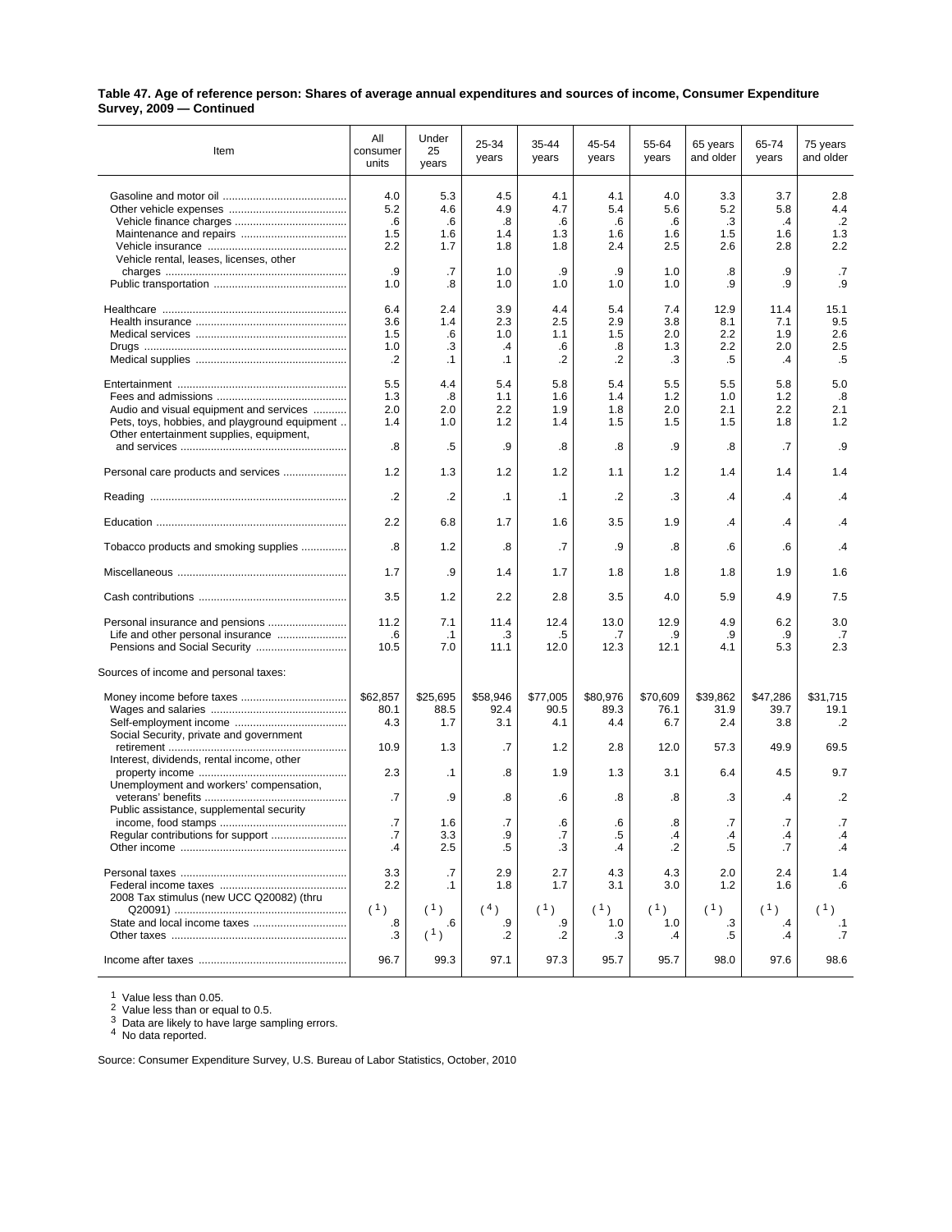**Table 47. Age of reference person: Shares of average annual expenditures and sources of income, Consumer Expenditure Survey, 2009 — Continued**

| Item | All consumer units | Under 25 years | 25-34 years | 35-44 years | 45-54 years | 55-64 years | 65 years and older | 65-74 years | 75 years and older |
|---|---|---|---|---|---|---|---|---|---|
| Gasoline and motor oil | 4.0 | 5.3 | 4.5 | 4.1 | 4.1 | 4.0 | 3.3 | 3.7 | 2.8 |
| Other vehicle expenses | 5.2 | 4.6 | 4.9 | 4.7 | 5.4 | 5.6 | 5.2 | 5.8 | 4.4 |
| Vehicle finance charges | .6 | .6 | .8 | .6 | .6 | .6 | .3 | .4 | .2 |
| Maintenance and repairs | 1.5 | 1.6 | 1.4 | 1.3 | 1.6 | 1.6 | 1.5 | 1.6 | 1.3 |
| Vehicle insurance | 2.2 | 1.7 | 1.8 | 1.8 | 2.4 | 2.5 | 2.6 | 2.8 | 2.2 |
| Vehicle rental, leases, licenses, other charges | .9 | .7 | 1.0 | .9 | .9 | 1.0 | .8 | .9 | .7 |
| Public transportation | 1.0 | .8 | 1.0 | 1.0 | 1.0 | 1.0 | .9 | .9 | .9 |
| Healthcare | 6.4 | 2.4 | 3.9 | 4.4 | 5.4 | 7.4 | 12.9 | 11.4 | 15.1 |
| Health insurance | 3.6 | 1.4 | 2.3 | 2.5 | 2.9 | 3.8 | 8.1 | 7.1 | 9.5 |
| Medical services | 1.5 | .6 | 1.0 | 1.1 | 1.5 | 2.0 | 2.2 | 1.9 | 2.6 |
| Drugs | 1.0 | .3 | .4 | .6 | .8 | 1.3 | 2.2 | 2.0 | 2.5 |
| Medical supplies | .2 | .1 | .1 | .2 | .2 | .3 | .5 | .4 | .5 |
| Entertainment | 5.5 | 4.4 | 5.4 | 5.8 | 5.4 | 5.5 | 5.5 | 5.8 | 5.0 |
| Fees and admissions | 1.3 | .8 | 1.1 | 1.6 | 1.4 | 1.2 | 1.0 | 1.2 | .8 |
| Audio and visual equipment and services | 2.0 | 2.0 | 2.2 | 1.9 | 1.8 | 2.0 | 2.1 | 2.2 | 2.1 |
| Pets, toys, hobbies, and playground equipment | 1.4 | 1.0 | 1.2 | 1.4 | 1.5 | 1.5 | 1.5 | 1.8 | 1.2 |
| Other entertainment supplies, equipment, and services | .8 | .5 | .9 | .8 | .8 | .9 | .8 | .7 | .9 |
| Personal care products and services | 1.2 | 1.3 | 1.2 | 1.2 | 1.1 | 1.2 | 1.4 | 1.4 | 1.4 |
| Reading | .2 | .2 | .1 | .1 | .2 | .3 | .4 | .4 | .4 |
| Education | 2.2 | 6.8 | 1.7 | 1.6 | 3.5 | 1.9 | .4 | .4 | .4 |
| Tobacco products and smoking supplies | .8 | 1.2 | .8 | .7 | .9 | .8 | .6 | .6 | .4 |
| Miscellaneous | 1.7 | .9 | 1.4 | 1.7 | 1.8 | 1.8 | 1.8 | 1.9 | 1.6 |
| Cash contributions | 3.5 | 1.2 | 2.2 | 2.8 | 3.5 | 4.0 | 5.9 | 4.9 | 7.5 |
| Personal insurance and pensions | 11.2 | 7.1 | 11.4 | 12.4 | 13.0 | 12.9 | 4.9 | 6.2 | 3.0 |
| Life and other personal insurance | .6 | .1 | .3 | .5 | .7 | .9 | .9 | .9 | .7 |
| Pensions and Social Security | 10.5 | 7.0 | 11.1 | 12.0 | 12.3 | 12.1 | 4.1 | 5.3 | 2.3 |
| Sources of income and personal taxes: | | | | | | | | | |
| Money income before taxes | $62,857 | $25,695 | $58,946 | $77,005 | $80,976 | $70,609 | $39,862 | $47,286 | $31,715 |
| Wages and salaries | 80.1 | 88.5 | 92.4 | 90.5 | 89.3 | 76.1 | 31.9 | 39.7 | 19.1 |
| Self-employment income | 4.3 | 1.7 | 3.1 | 4.1 | 4.4 | 6.7 | 2.4 | 3.8 | .2 |
| Social Security, private and government retirement | 10.9 | 1.3 | .7 | 1.2 | 2.8 | 12.0 | 57.3 | 49.9 | 69.5 |
| Interest, dividends, rental income, other property income | 2.3 | .1 | .8 | 1.9 | 1.3 | 3.1 | 6.4 | 4.5 | 9.7 |
| Unemployment and workers' compensation, veterans' benefits | .7 | .9 | .8 | .6 | .8 | .8 | .3 | .4 | .2 |
| Public assistance, supplemental security income, food stamps | .7 | 1.6 | .7 | .6 | .6 | .8 | .7 | .7 | .7 |
| Regular contributions for support | .7 | 3.3 | .9 | .7 | .5 | .4 | .4 | .4 | .4 |
| Other income | .4 | 2.5 | .5 | .3 | .4 | .2 | .5 | .7 | .4 |
| Personal taxes | 3.3 | .7 | 2.9 | 2.7 | 4.3 | 4.3 | 2.0 | 2.4 | 1.4 |
| Federal income taxes | 2.2 | .1 | 1.8 | 1.7 | 3.1 | 3.0 | 1.2 | 1.6 | .6 |
| 2008 Tax stimulus (new UCC Q20082) (thru Q20091) | (1) | (1) | (4) | (1) | (1) | (1) | (1) | (1) | (1) |
| State and local income taxes | .8 | .6 | .9 | .9 | 1.0 | 1.0 | .3 | .4 | .1 |
| Other taxes | .3 | (1) | .2 | .2 | .3 | .4 | .5 | .4 | .7 |
| Income after taxes | 96.7 | 99.3 | 97.1 | 97.3 | 95.7 | 95.7 | 98.0 | 97.6 | 98.6 |

[1] Value less than 0.05.
[2] Value less than or equal to 0.5.
[3] Data are likely to have large sampling errors.
[4] No data reported.

Source: Consumer Expenditure Survey, U.S. Bureau of Labor Statistics, October, 2010